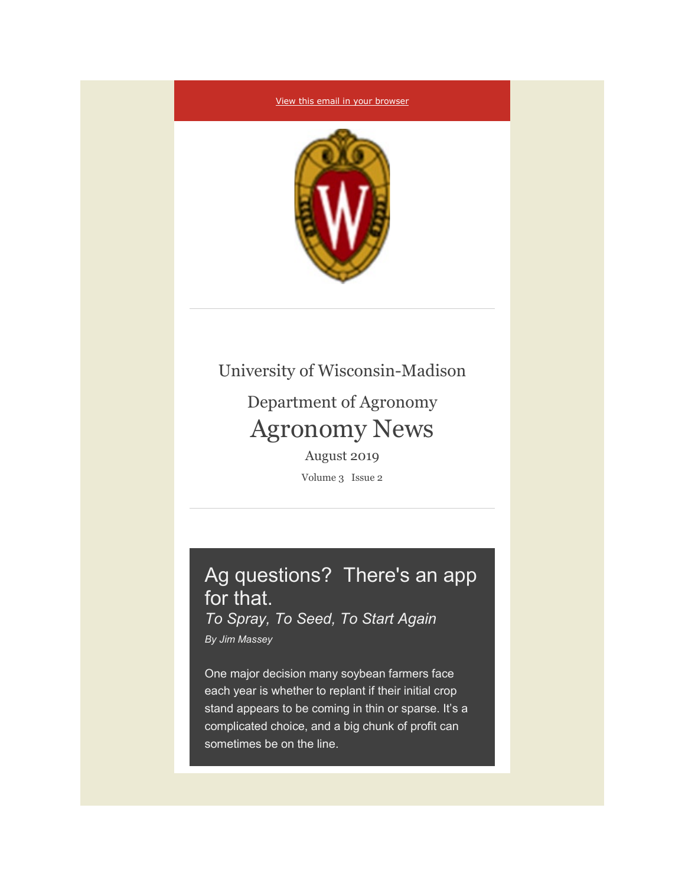View this email in your browser

University of Wisconsin-Madison

Department of Agronomy

# Agronomy News

August 2019

Volume 3 Issue 2

---

## Ag questions? There's an app for that.

### *To Spray, To Seed, To Start Again*

*By Jim Massey*

One major decision many soybean farmers face each year is whether to replant if their initial crop stand appears to be coming in thin or sparse. It's a complicated choice, and a big chunk of profit can sometimes be on the line.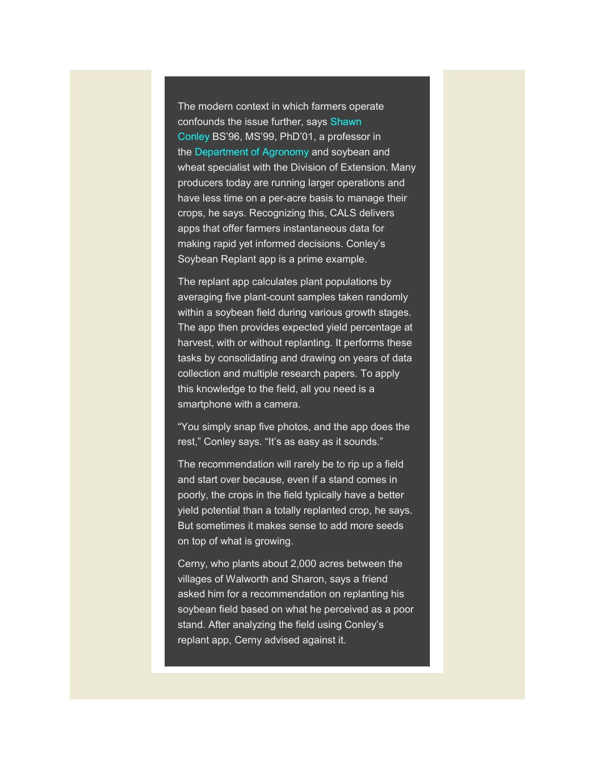The modern context in which farmers operate confounds the issue further, says Shawn Conley BS'96, MS'99, PhD'01, a professor in the Department of Agronomy and soybean and wheat specialist with the Division of Extension. Many producers today are running larger operations and have less time on a per-acre basis to manage their crops, he says. Recognizing this, CALS delivers apps that offer farmers instantaneous data for making rapid yet informed decisions. Conley's Soybean Replant app is a prime example.

The replant app calculates plant populations by averaging five plant-count samples taken randomly within a soybean field during various growth stages. The app then provides expected yield percentage at harvest, with or without replanting. It performs these tasks by consolidating and drawing on years of data collection and multiple research papers. To apply this knowledge to the field, all you need is a smartphone with a camera.

"You simply snap five photos, and the app does the rest," Conley says. "It's as easy as it sounds."

The recommendation will rarely be to rip up a field and start over because, even if a stand comes in poorly, the crops in the field typically have a better yield potential than a totally replanted crop, he says. But sometimes it makes sense to add more seeds on top of what is growing.

Cerny, who plants about 2,000 acres between the villages of Walworth and Sharon, says a friend asked him for a recommendation on replanting his soybean field based on what he perceived as a poor stand. After analyzing the field using Conley's replant app, Cerny advised against it.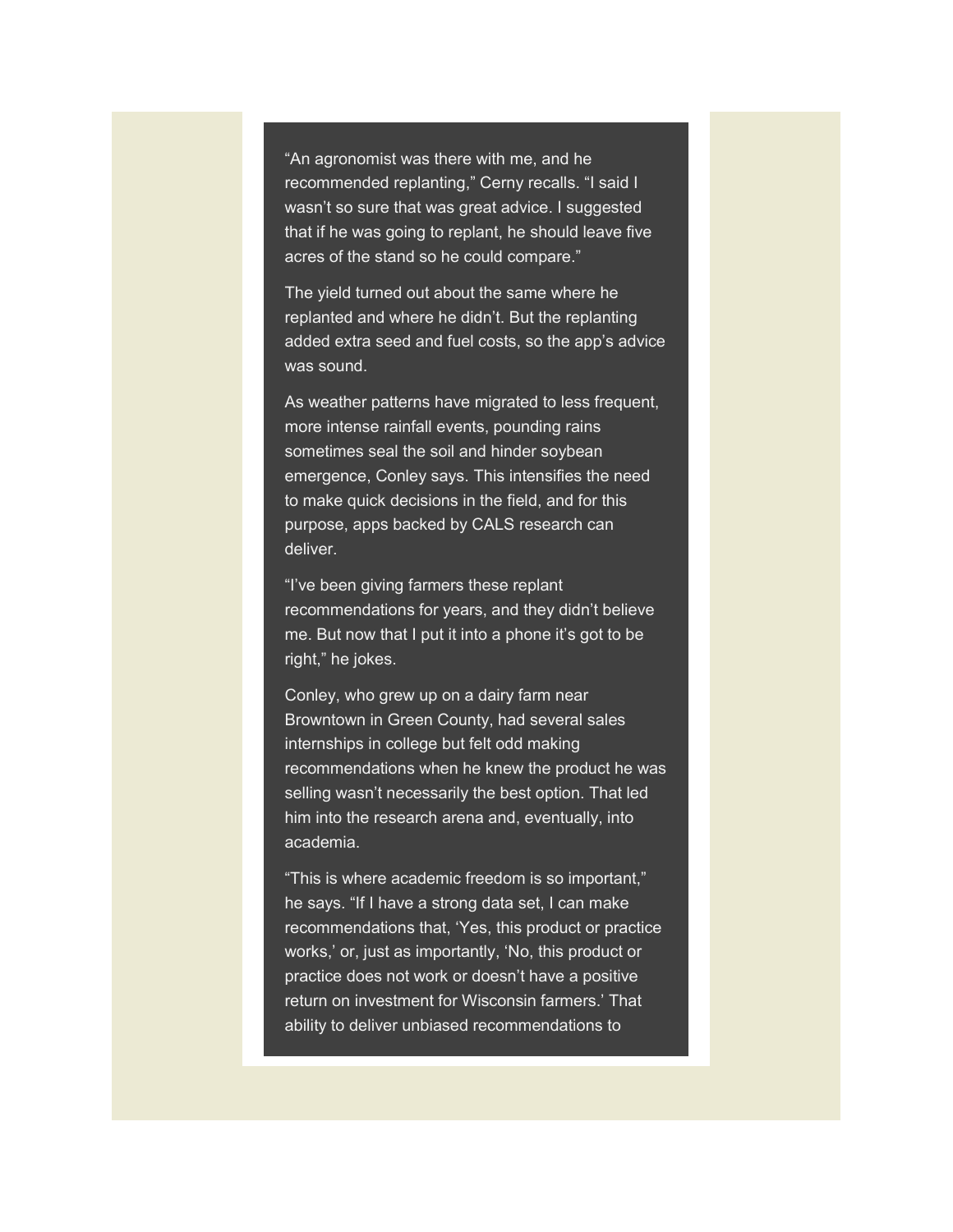"An agronomist was there with me, and he recommended replanting," Cerny recalls. "I said I wasn't so sure that was great advice. I suggested that if he was going to replant, he should leave five acres of the stand so he could compare."

The yield turned out about the same where he replanted and where he didn't. But the replanting added extra seed and fuel costs, so the app's advice was sound.

As weather patterns have migrated to less frequent, more intense rainfall events, pounding rains sometimes seal the soil and hinder soybean emergence, Conley says. This intensifies the need to make quick decisions in the field, and for this purpose, apps backed by CALS research can deliver.

"I've been giving farmers these replant recommendations for years, and they didn't believe me. But now that I put it into a phone it's got to be right," he jokes.

Conley, who grew up on a dairy farm near Browntown in Green County, had several sales internships in college but felt odd making recommendations when he knew the product he was selling wasn't necessarily the best option. That led him into the research arena and, eventually, into academia.

"This is where academic freedom is so important," he says. "If I have a strong data set, I can make recommendations that, 'Yes, this product or practice works,' or, just as importantly, 'No, this product or practice does not work or doesn't have a positive return on investment for Wisconsin farmers.' That ability to deliver unbiased recommendations to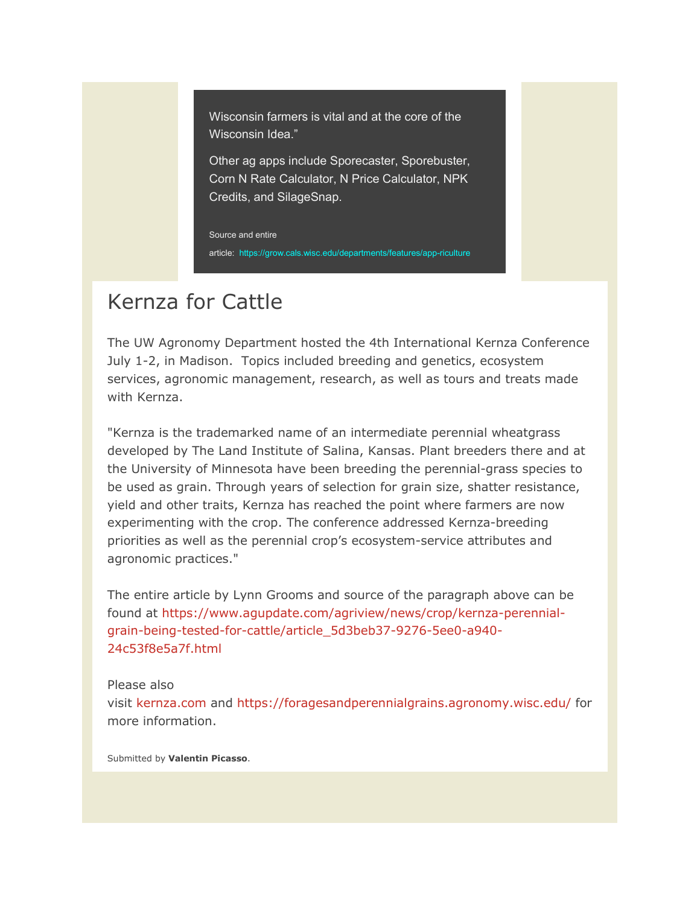Wisconsin farmers is vital and at the core of the Wisconsin Idea."

Other ag apps include Sporecaster, Sporebuster, Corn N Rate Calculator, N Price Calculator, NPK Credits, and SilageSnap.

Source and entire article: https://grow.cals.wisc.edu/departments/features/app-riculture

# Kernza for Cattle

The UW Agronomy Department hosted the 4th International Kernza Conference July 1-2, in Madison. Topics included breeding and genetics, ecosystem services, agronomic management, research, as well as tours and treats made with Kernza.

"Kernza is the trademarked name of an intermediate perennial wheatgrass developed by The Land Institute of Salina, Kansas. Plant breeders there and at the University of Minnesota have been breeding the perennial-grass species to be used as grain. Through years of selection for grain size, shatter resistance, yield and other traits, Kernza has reached the point where farmers are now experimenting with the crop. The conference addressed Kernza-breeding priorities as well as the perennial crop's ecosystem-service attributes and agronomic practices."

The entire article by Lynn Grooms and source of the paragraph above can be found at https://www.agupdate.com/agriview/news/crop/kernza-perennial-grain-being-tested-for-cattle/article_5d3beb37-9276-5ee0-a940-24c53f8e5a7f.html

Please also visit kernza.com and https://foragesandperennialgrains.agronomy.wisc.edu/ for more information.

Submitted by **Valentin Picasso**.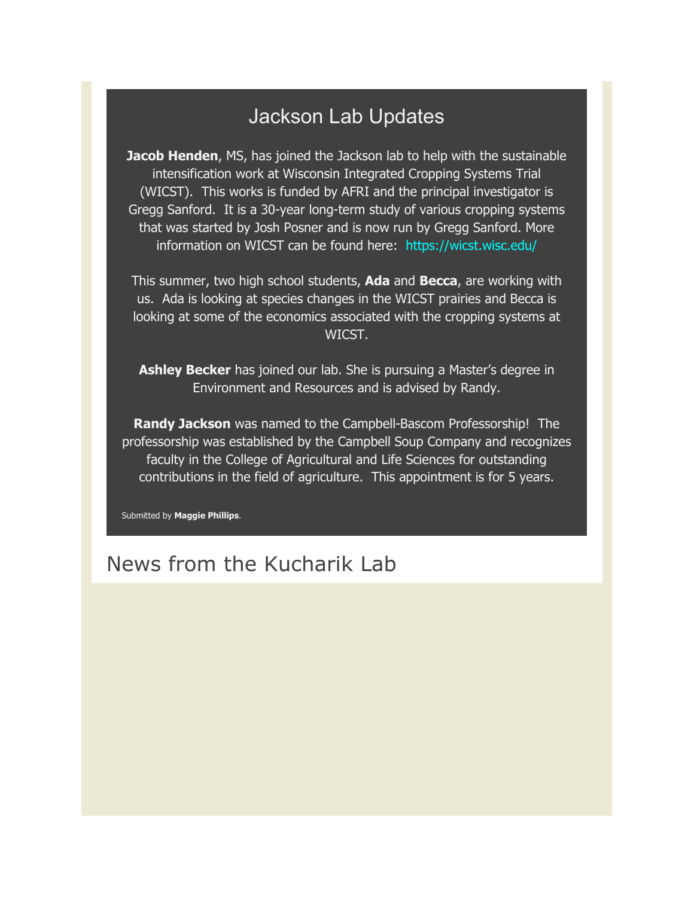## Jackson Lab Updates

**Jacob Henden**, MS, has joined the Jackson lab to help with the sustainable intensification work at Wisconsin Integrated Cropping Systems Trial (WICST). This works is funded by AFRI and the principal investigator is Gregg Sanford. It is a 30-year long-term study of various cropping systems that was started by Josh Posner and is now run by Gregg Sanford. More information on WICST can be found here: https://wicst.wisc.edu/

This summer, two high school students, **Ada** and **Becca**, are working with us. Ada is looking at species changes in the WICST prairies and Becca is looking at some of the economics associated with the cropping systems at WICST.

**Ashley Becker** has joined our lab. She is pursuing a Master's degree in Environment and Resources and is advised by Randy.

**Randy Jackson** was named to the Campbell-Bascom Professorship! The professorship was established by the Campbell Soup Company and recognizes faculty in the College of Agricultural and Life Sciences for outstanding contributions in the field of agriculture. This appointment is for 5 years.

Submitted by **Maggie Phillips**.

# News from the Kucharik Lab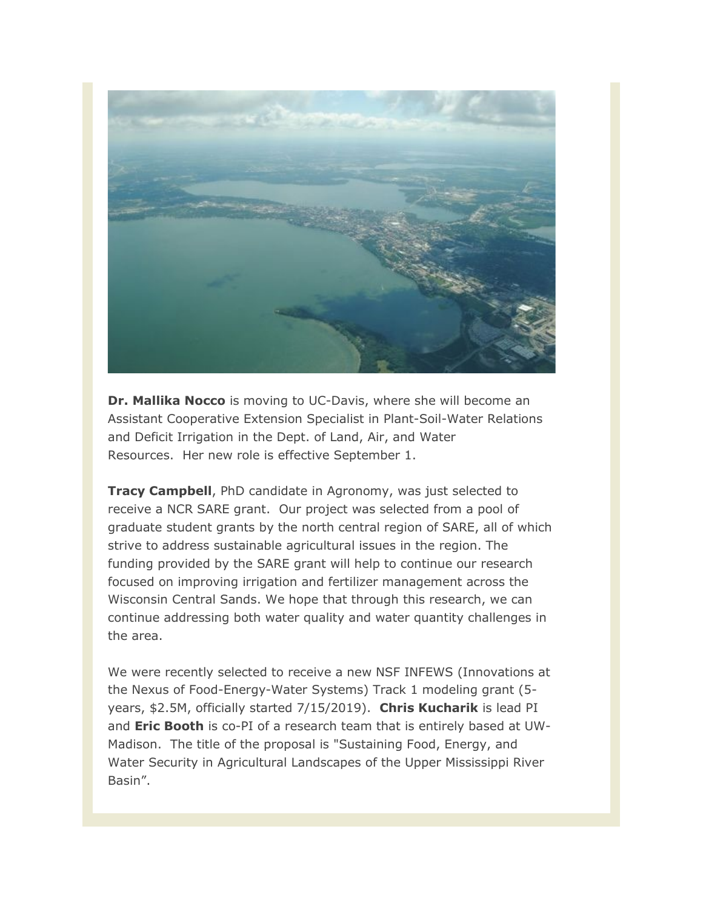**Dr. Mallika Nocco** is moving to UC-Davis, where she will become an Assistant Cooperative Extension Specialist in Plant-Soil-Water Relations and Deficit Irrigation in the Dept. of Land, Air, and Water Resources. Her new role is effective September 1.

**Tracy Campbell**, PhD candidate in Agronomy, was just selected to receive a NCR SARE grant. Our project was selected from a pool of graduate student grants by the north central region of SARE, all of which strive to address sustainable agricultural issues in the region. The funding provided by the SARE grant will help to continue our research focused on improving irrigation and fertilizer management across the Wisconsin Central Sands. We hope that through this research, we can continue addressing both water quality and water quantity challenges in the area.

We were recently selected to receive a new NSF INFEWS (Innovations at the Nexus of Food-Energy-Water Systems) Track 1 modeling grant (5-years, $2.5M, officially started 7/15/2019). **Chris Kucharik** is lead PI and **Eric Booth** is co-PI of a research team that is entirely based at UW-Madison. The title of the proposal is "Sustaining Food, Energy, and Water Security in Agricultural Landscapes of the Upper Mississippi River Basin".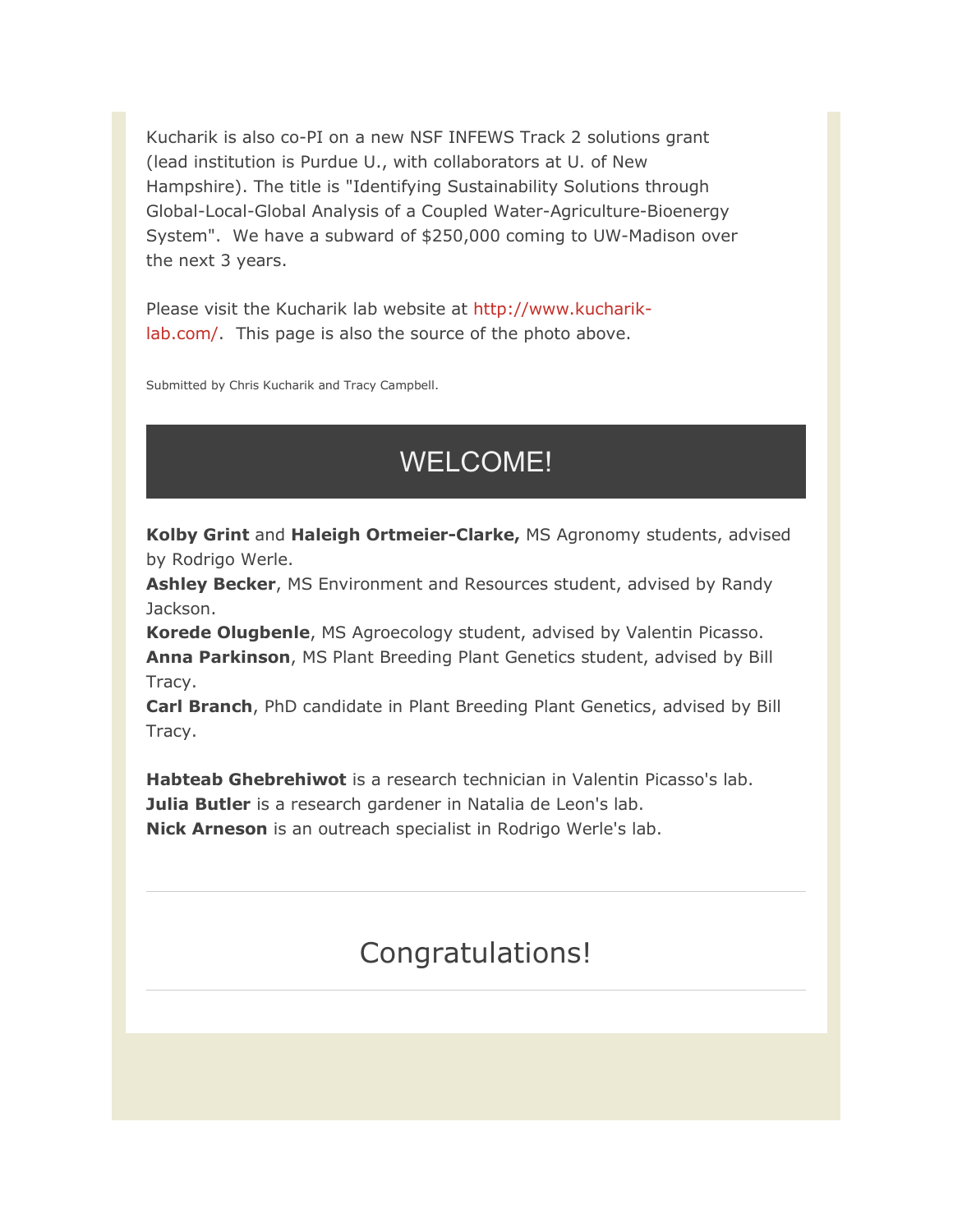Kucharik is also co-PI on a new NSF INFEWS Track 2 solutions grant (lead institution is Purdue U., with collaborators at U. of New Hampshire). The title is "Identifying Sustainability Solutions through Global-Local-Global Analysis of a Coupled Water-Agriculture-Bioenergy System". We have a subward of $250,000 coming to UW-Madison over the next 3 years.

Please visit the Kucharik lab website at http://www.kucharik-lab.com/. This page is also the source of the photo above.

Submitted by Chris Kucharik and Tracy Campbell.

## WELCOME!

**Kolby Grint** and **Haleigh Ortmeier-Clarke,** MS Agronomy students, advised by Rodrigo Werle.
**Ashley Becker**, MS Environment and Resources student, advised by Randy Jackson.
**Korede Olugbenle**, MS Agroecology student, advised by Valentin Picasso.
**Anna Parkinson**, MS Plant Breeding Plant Genetics student, advised by Bill Tracy.
**Carl Branch**, PhD candidate in Plant Breeding Plant Genetics, advised by Bill Tracy.

**Habteab Ghebrehiwot** is a research technician in Valentin Picasso's lab.
**Julia Butler** is a research gardener in Natalia de Leon's lab.
**Nick Arneson** is an outreach specialist in Rodrigo Werle's lab.

---

## Congratulations!

---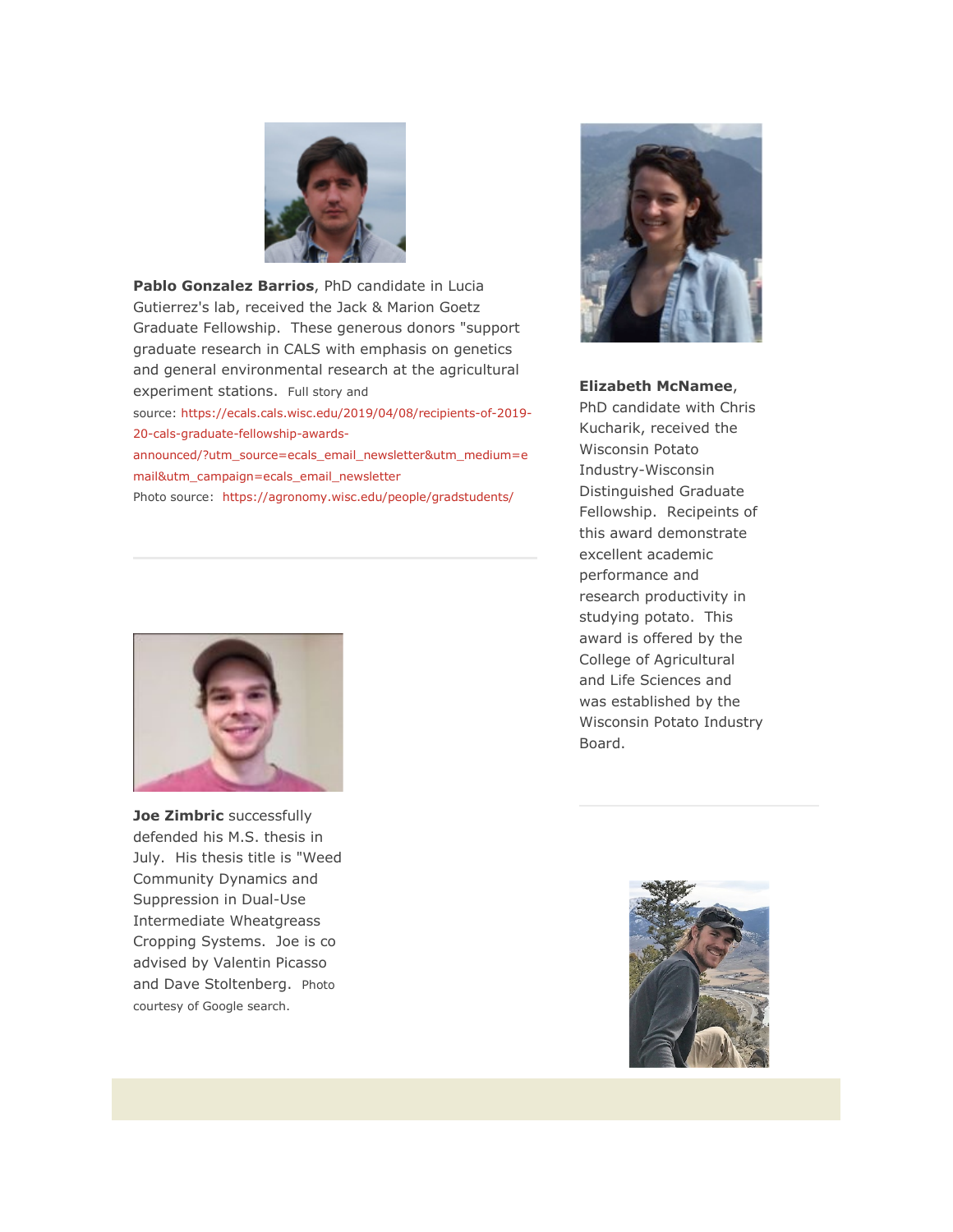**Pablo Gonzalez Barrios**, PhD candidate in Lucia Gutierrez's lab, received the Jack & Marion Goetz Graduate Fellowship. These generous donors "support graduate research in CALS with emphasis on genetics and general environmental research at the agricultural experiment stations. Full story and source: https://ecals.cals.wisc.edu/2019/04/08/recipients-of-2019-20-cals-graduate-fellowship-awards-announced/?utm_source=ecals_email_newsletter&utm_medium=email&utm_campaign=ecals_email_newsletter

Photo source: https://agronomy.wisc.edu/people/gradstudents/

---

**Elizabeth McNamee**, PhD candidate with Chris Kucharik, received the Wisconsin Potato Industry-Wisconsin Distinguished Graduate Fellowship. Recipeints of this award demonstrate excellent academic performance and research productivity in studying potato. This award is offered by the College of Agricultural and Life Sciences and was established by the Wisconsin Potato Industry Board.

---

**Joe Zimbric** successfully defended his M.S. thesis in July. His thesis title is "Weed Community Dynamics and Suppression in Dual-Use Intermediate Wheatgreass Cropping Systems. Joe is co advised by Valentin Picasso and Dave Stoltenberg. Photo courtesy of Google search.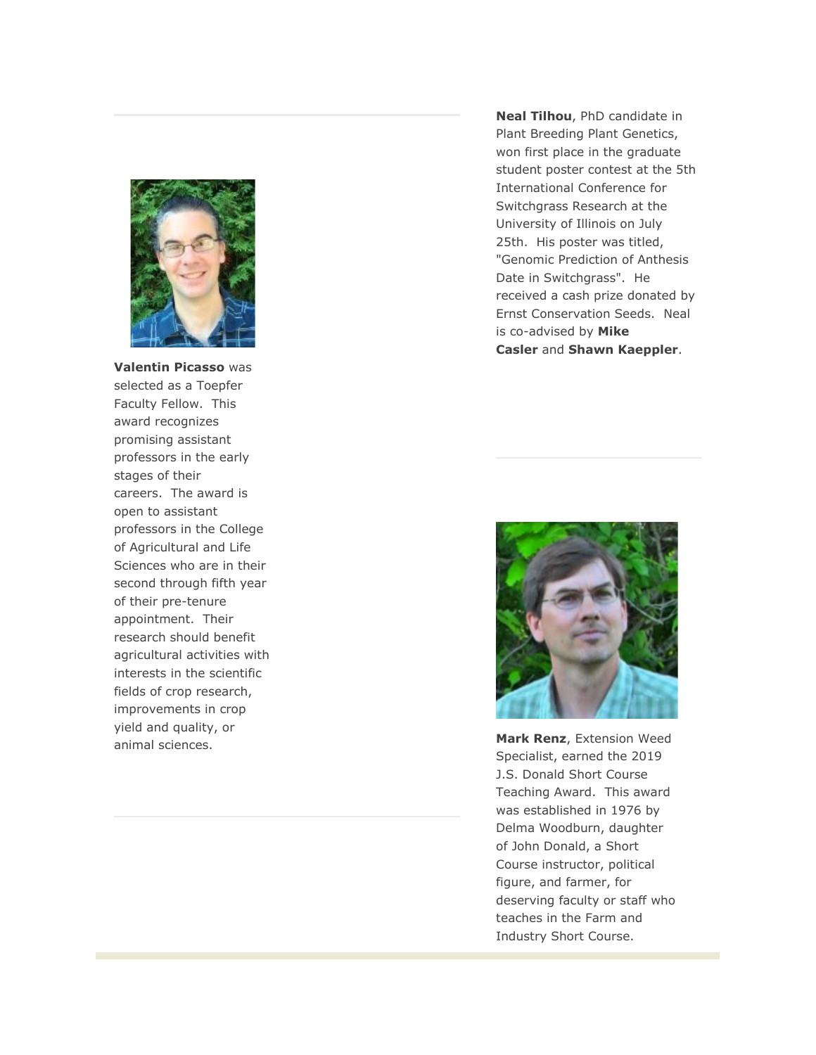**Valentin Picasso** was selected as a Toepfer Faculty Fellow. This award recognizes promising assistant professors in the early stages of their careers. The award is open to assistant professors in the College of Agricultural and Life Sciences who are in their second through fifth year of their pre-tenure appointment. Their research should benefit agricultural activities with interests in the scientific fields of crop research, improvements in crop yield and quality, or animal sciences.

---

**Neal Tilhou**, PhD candidate in Plant Breeding Plant Genetics, won first place in the graduate student poster contest at the 5th International Conference for Switchgrass Research at the University of Illinois on July 25th. His poster was titled, "Genomic Prediction of Anthesis Date in Switchgrass". He received a cash prize donated by Ernst Conservation Seeds. Neal is co-advised by **Mike Casler** and **Shawn Kaeppler**.

---

**Mark Renz**, Extension Weed Specialist, earned the 2019 J.S. Donald Short Course Teaching Award. This award was established in 1976 by Delma Woodburn, daughter of John Donald, a Short Course instructor, political figure, and farmer, for deserving faculty or staff who teaches in the Farm and Industry Short Course.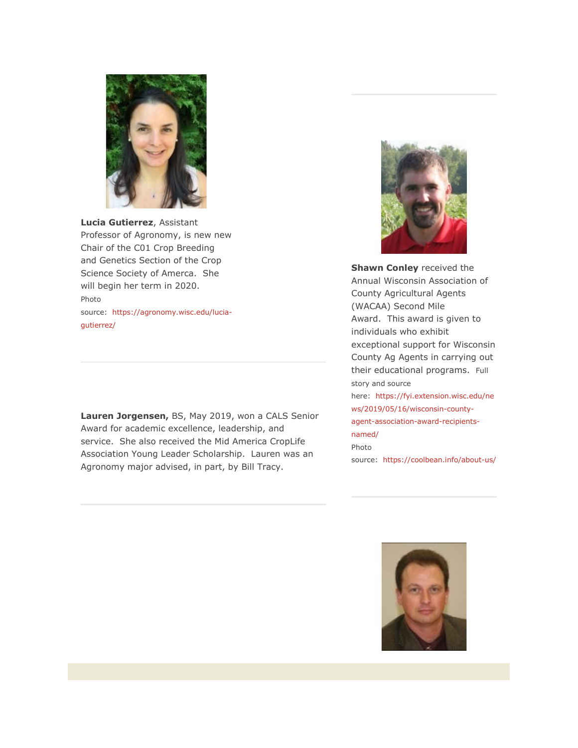**Lucia Gutierrez**, Assistant Professor of Agronomy, is new new Chair of the C01 Crop Breeding and Genetics Section of the Crop Science Society of Amerca.  She will begin her term in 2020. Photo source: https://agronomy.wisc.edu/lucia-gutierrez/

---

**Lauren Jorgensen,** BS, May 2019, won a CALS Senior Award for academic excellence, leadership, and service.  She also received the Mid America CropLife Association Young Leader Scholarship.  Lauren was an Agronomy major advised, in part, by Bill Tracy.

---

**Shawn Conley** received the Annual Wisconsin Association of County Agricultural Agents (WACAA) Second Mile Award.  This award is given to individuals who exhibit exceptional support for Wisconsin County Ag Agents in carrying out their educational programs.  Full story and source here: https://fyi.extension.wisc.edu/news/2019/05/16/wisconsin-county-agent-association-award-recipients-named/

Photo source: https://coolbean.info/about-us/

---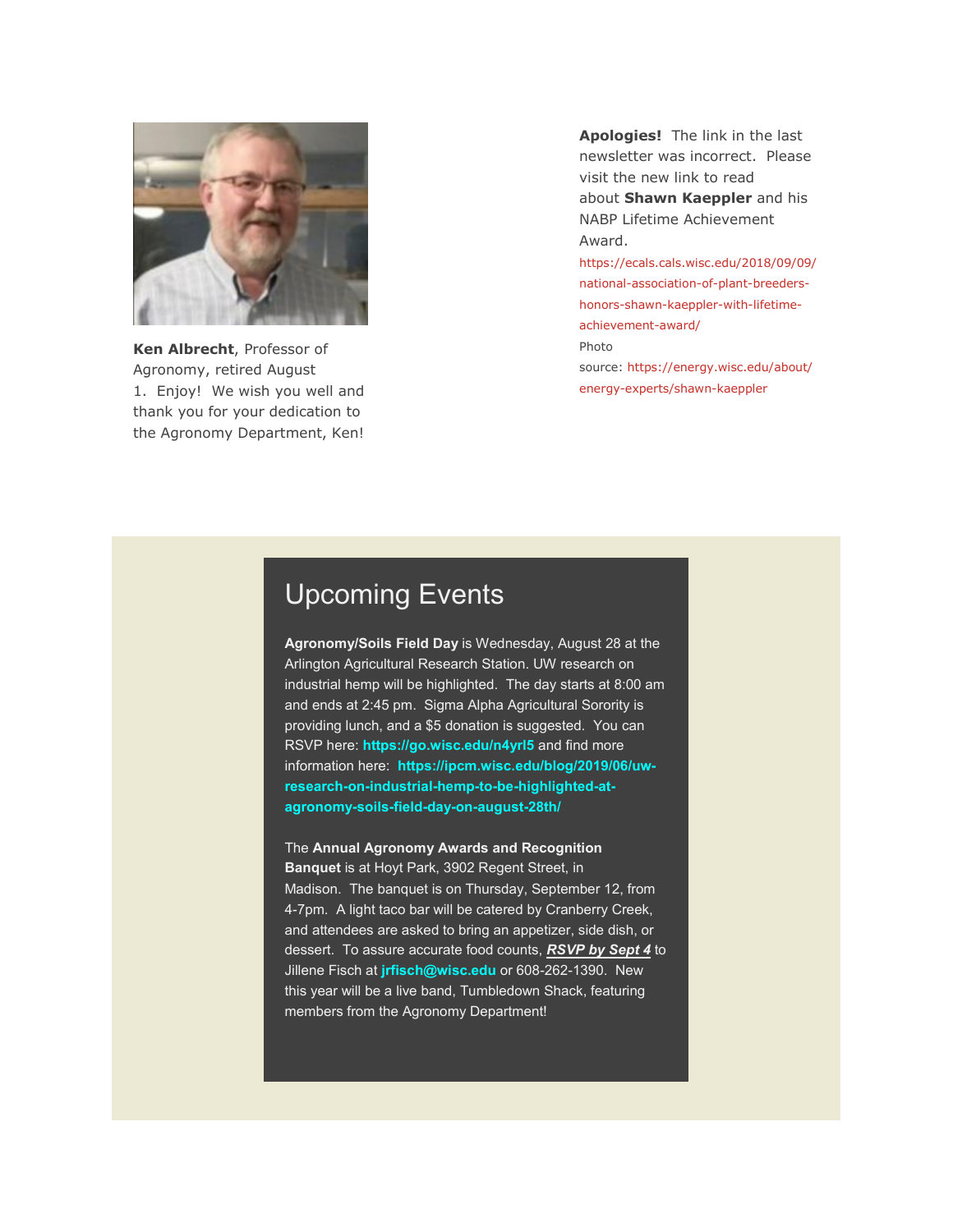**Ken Albrecht**, Professor of Agronomy, retired August 1. Enjoy! We wish you well and thank you for your dedication to the Agronomy Department, Ken!

**Apologies!** The link in the last newsletter was incorrect. Please visit the new link to read about **Shawn Kaeppler** and his NABP Lifetime Achievement Award.
https://ecals.cals.wisc.edu/2018/09/09/national-association-of-plant-breeders-honors-shawn-kaeppler-with-lifetime-achievement-award/
Photo source: https://energy.wisc.edu/about/energy-experts/shawn-kaeppler

# Upcoming Events

**Agronomy/Soils Field Day** is Wednesday, August 28 at the Arlington Agricultural Research Station. UW research on industrial hemp will be highlighted. The day starts at 8:00 am and ends at 2:45 pm. Sigma Alpha Agricultural Sorority is providing lunch, and a $5 donation is suggested. You can RSVP here: **https://go.wisc.edu/n4yrl5** and find more information here: **https://ipcm.wisc.edu/blog/2019/06/uw-research-on-industrial-hemp-to-be-highlighted-at-agronomy-soils-field-day-on-august-28th/**

The **Annual Agronomy Awards and Recognition Banquet** is at Hoyt Park, 3902 Regent Street, in Madison. The banquet is on Thursday, September 12, from 4-7pm. A light taco bar will be catered by Cranberry Creek, and attendees are asked to bring an appetizer, side dish, or dessert. To assure accurate food counts, ***RSVP by Sept 4*** to Jillene Fisch at **jrfisch@wisc.edu** or 608-262-1390. New this year will be a live band, Tumbledown Shack, featuring members from the Agronomy Department!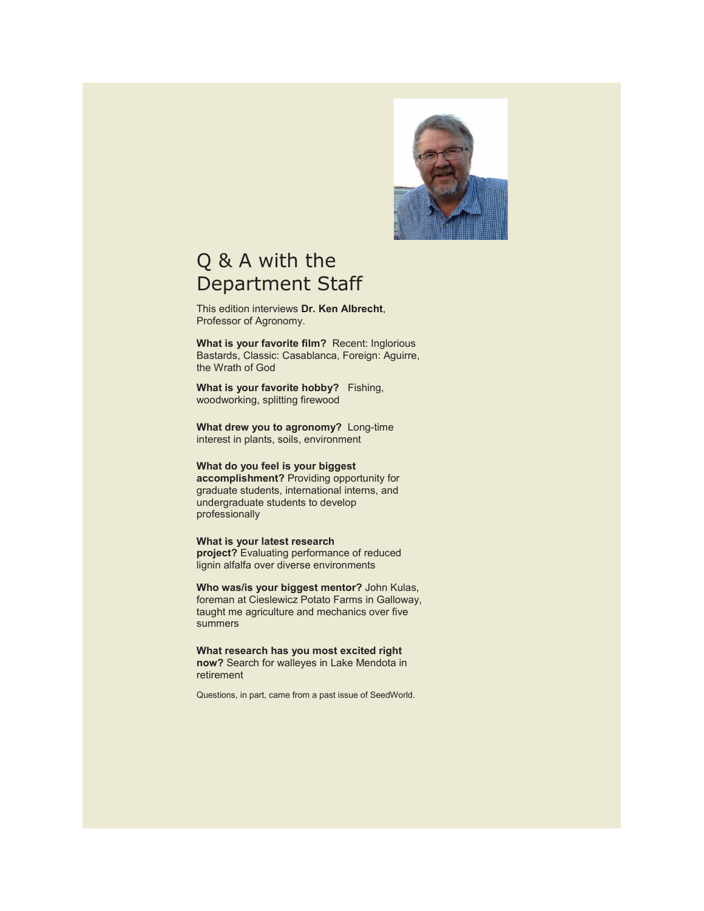# Q & A with the Department Staff

This edition interviews **Dr. Ken Albrecht**, Professor of Agronomy.

**What is your favorite film?** Recent: Inglorious Bastards, Classic: Casablanca, Foreign: Aguirre, the Wrath of God

**What is your favorite hobby?** Fishing, woodworking, splitting firewood

**What drew you to agronomy?** Long-time interest in plants, soils, environment

**What do you feel is your biggest accomplishment?** Providing opportunity for graduate students, international interns, and undergraduate students to develop professionally

**What is your latest research project?** Evaluating performance of reduced lignin alfalfa over diverse environments

**Who was/is your biggest mentor?** John Kulas, foreman at Cieslewicz Potato Farms in Galloway, taught me agriculture and mechanics over five summers

**What research has you most excited right now?** Search for walleyes in Lake Mendota in retirement

Questions, in part, came from a past issue of SeedWorld.